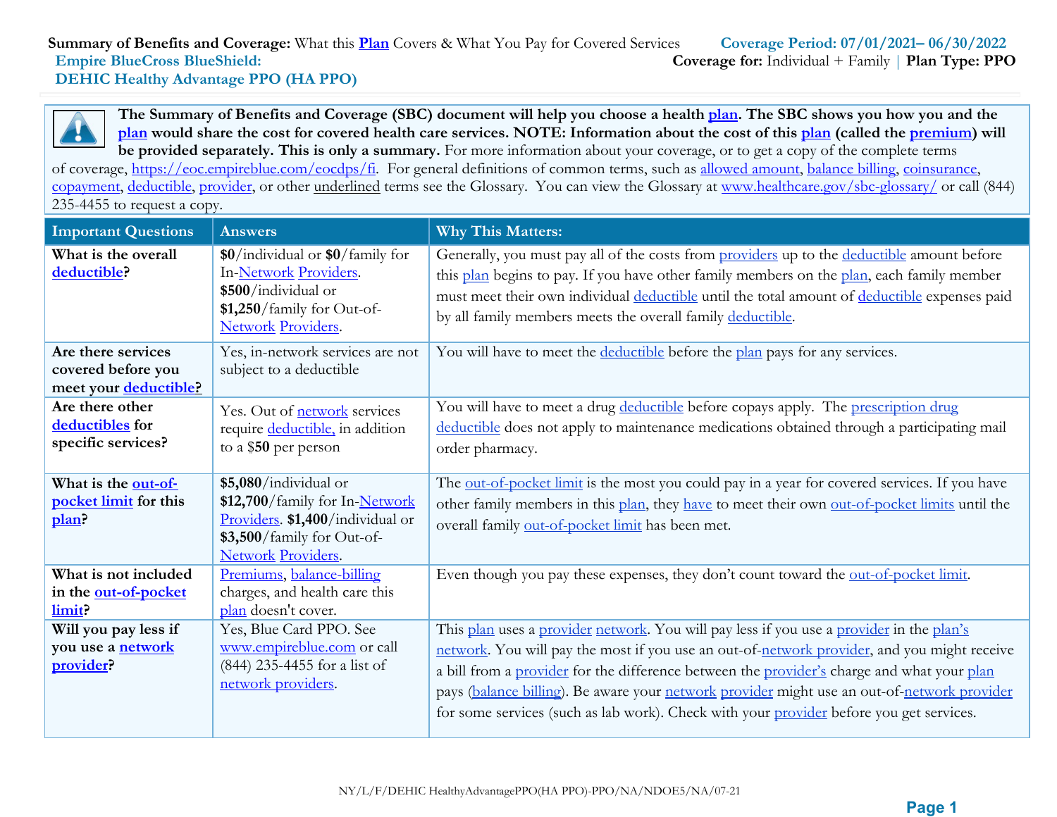**Summary of Benefits and Coverage:** What this Plan Covers & What You Pay for Covered Services

**Coverage Period: 07/01/2021– 06/30/2022**

**Empire BlueCross BlueShield: DEHIC Healthy Advantage PPO (HA PPO)**

**Coverage for:** Individual + Family | **Plan Type: PPO**

**The Summary of Benefits and Coverage (SBC) document will help you choose a health plan. The SBC shows you how you and the plan would share the cost for covered health care services. NOTE: Information about the cost of this plan (called the premium) will be provided separately. This is only a summary.** For more information about your coverage, or to get a copy of the complete terms of coverage, https://eoc.empireblue.com/eocdps/fi. For general definitions of common terms, such as allowed amount, balance billing, coinsurance, copayment, deductible, provider, or other underlined terms see the Glossary. You can view the Glossary at www.healthcare.gov/sbc-glossary/ or call (844) 235-4455 to request a copy.

| Important Questions | Answers | Why This Matters: |
|---|---|---|
| **What is the overall deductible?** | **$0**/individual or **$0**/family for In-Network Providers. **$500**/individual or **$1,250**/family for Out-of-Network Providers. | Generally, you must pay all of the costs from providers up to the deductible amount before this plan begins to pay. If you have other family members on the plan, each family member must meet their own individual deductible until the total amount of deductible expenses paid by all family members meets the overall family deductible. |
| **Are there services covered before you meet your deductible?** | Yes, in-network services are not subject to a deductible | You will have to meet the deductible before the plan pays for any services. |
| **Are there other deductibles for specific services?** | Yes. Out of network services require deductible, in addition to a $**50** per person | You will have to meet a drug deductible before copays apply. The prescription drug deductible does not apply to maintenance medications obtained through a participating mail order pharmacy. |
| **What is the out-of-pocket limit for this plan?** | **$5,080**/individual or **$12,700**/family for In-Network Providers. **$1,400**/individual or **$3,500**/family for Out-of-Network Providers. | The out-of-pocket limit is the most you could pay in a year for covered services. If you have other family members in this plan, they have to meet their own out-of-pocket limits until the overall family out-of-pocket limit has been met. |
| **What is not included in the out-of-pocket limit?** | Premiums, balance-billing charges, and health care this plan doesn't cover. | Even though you pay these expenses, they don't count toward the out-of-pocket limit. |
| **Will you pay less if you use a network provider?** | Yes, Blue Card PPO. See www.empireblue.com or call (844) 235-4455 for a list of network providers. | This plan uses a provider network. You will pay less if you use a provider in the plan's network. You will pay the most if you use an out-of-network provider, and you might receive a bill from a provider for the difference between the provider's charge and what your plan pays (balance billing). Be aware your network provider might use an out-of-network provider for some services (such as lab work). Check with your provider before you get services. |

NY/L/F/DEHIC HealthyAdvantagePPO(HA PPO)-PPO/NA/NDOE5/NA/07-21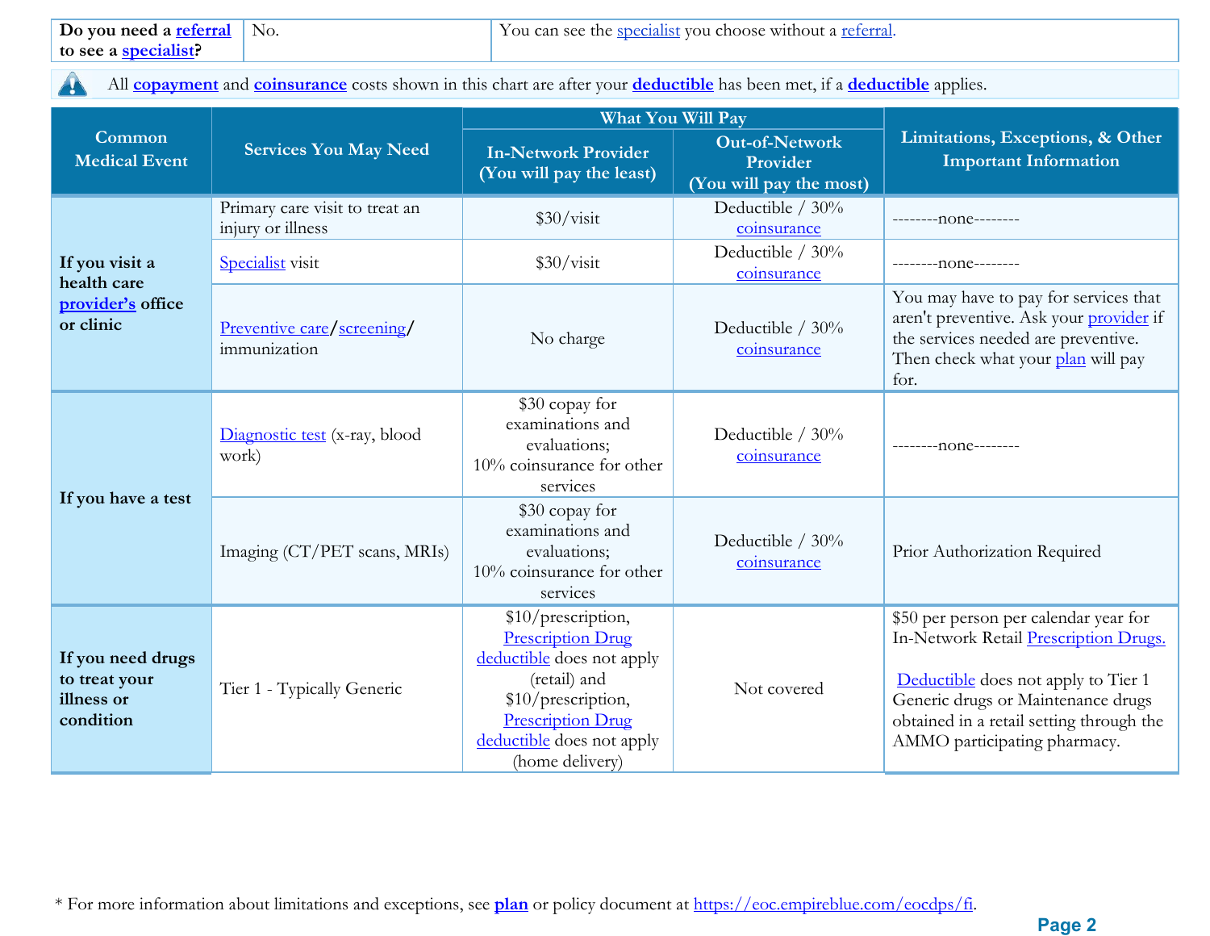| **Do you need a referral to see a specialist?** | No. | You can see the specialist you choose without a referral. |
|---|---|---|

All **copayment** and **coinsurance** costs shown in this chart are after your **deductible** has been met, if a **deductible** applies.

| Common Medical Event | Services You May Need | What You Will Pay | | Limitations, Exceptions, & Other Important Information |
|---|---|---|---|---|
| | | In-Network Provider (You will pay the least) | Out-of-Network Provider (You will pay the most) | |
| **If you visit a health care provider's office or clinic** | Primary care visit to treat an injury or illness | $30/visit | Deductible / 30% coinsurance | --------none-------- |
| | Specialist visit | $30/visit | Deductible / 30% coinsurance | --------none-------- |
| | Preventive care/screening/ immunization | No charge | Deductible / 30% coinsurance | You may have to pay for services that aren't preventive. Ask your provider if the services needed are preventive. Then check what your plan will pay for. |
| **If you have a test** | Diagnostic test (x-ray, blood work) | $30 copay for examinations and evaluations; 10% coinsurance for other services | Deductible / 30% coinsurance | --------none-------- |
| | Imaging (CT/PET scans, MRIs) | $30 copay for examinations and evaluations; 10% coinsurance for other services | Deductible / 30% coinsurance | Prior Authorization Required |
| **If you need drugs to treat your illness or condition** | Tier 1 - Typically Generic | $10/prescription, Prescription Drug deductible does not apply (retail) and $10/prescription, Prescription Drug deductible does not apply (home delivery) | Not covered | $50 per person per calendar year for In-Network Retail Prescription Drugs. Deductible does not apply to Tier 1 Generic drugs or Maintenance drugs obtained in a retail setting through the AMMO participating pharmacy. |

* For more information about limitations and exceptions, see **plan** or policy document at https://eoc.empireblue.com/eocdps/fi.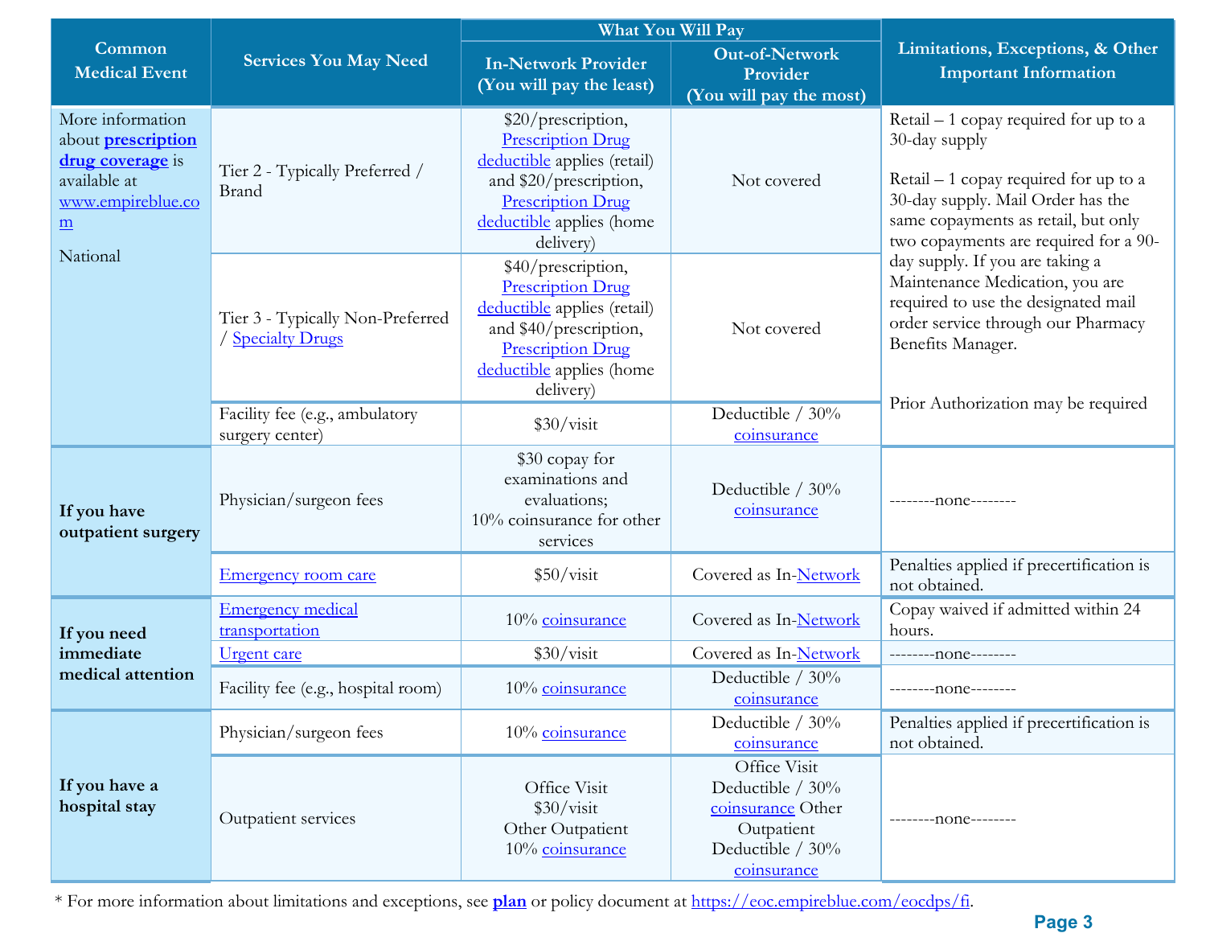| Common Medical Event | Services You May Need | What You Will Pay | | Limitations, Exceptions, & Other Important Information |
|---|---|---|---|---|
| | | In-Network Provider (You will pay the least) | Out-of-Network Provider (You will pay the most) | |
| More information about **prescription drug coverage** is available at www.empireblue.com<br><br>National | Tier 2 - Typically Preferred / Brand | $20/prescription, Prescription Drug deductible applies (retail) and $20/prescription, Prescription Drug deductible applies (home delivery) | Not covered | Retail – 1 copay required for up to a 30-day supply |
| | Tier 3 - Typically Non-Preferred / Specialty Drugs | $40/prescription, Prescription Drug deductible applies (retail) and $40/prescription, Prescription Drug deductible applies (home delivery) | Not covered | Retail – 1 copay required for up to a 30-day supply. Mail Order has the same copayments as retail, but only two copayments are required for a 90-day supply. If you are taking a Maintenance Medication, you are required to use the designated mail order service through our Pharmacy Benefits Manager.<br><br>Prior Authorization may be required |
| | Facility fee (e.g., ambulatory surgery center) | $30/visit | Deductible / 30% coinsurance | |
| **If you have outpatient surgery** | Physician/surgeon fees | $30 copay for examinations and evaluations; 10% coinsurance for other services | Deductible / 30% coinsurance | --------none-------- |
| | Emergency room care | $50/visit | Covered as In-Network | Penalties applied if precertification is not obtained. |
| **If you need immediate medical attention** | Emergency medical transportation | 10% coinsurance | Covered as In-Network | Copay waived if admitted within 24 hours. |
| | Urgent care | $30/visit | Covered as In-Network | --------none-------- |
| | Facility fee (e.g., hospital room) | 10% coinsurance | Deductible / 30% coinsurance | --------none-------- |
| **If you have a hospital stay** | Physician/surgeon fees | 10% coinsurance | Deductible / 30% coinsurance | Penalties applied if precertification is not obtained. |
| | Outpatient services | Office Visit $30/visit Other Outpatient 10% coinsurance | Office Visit Deductible / 30% coinsurance Other Outpatient Deductible / 30% coinsurance | --------none-------- |

* For more information about limitations and exceptions, see **plan** or policy document at https://eoc.empireblue.com/eocdps/fi.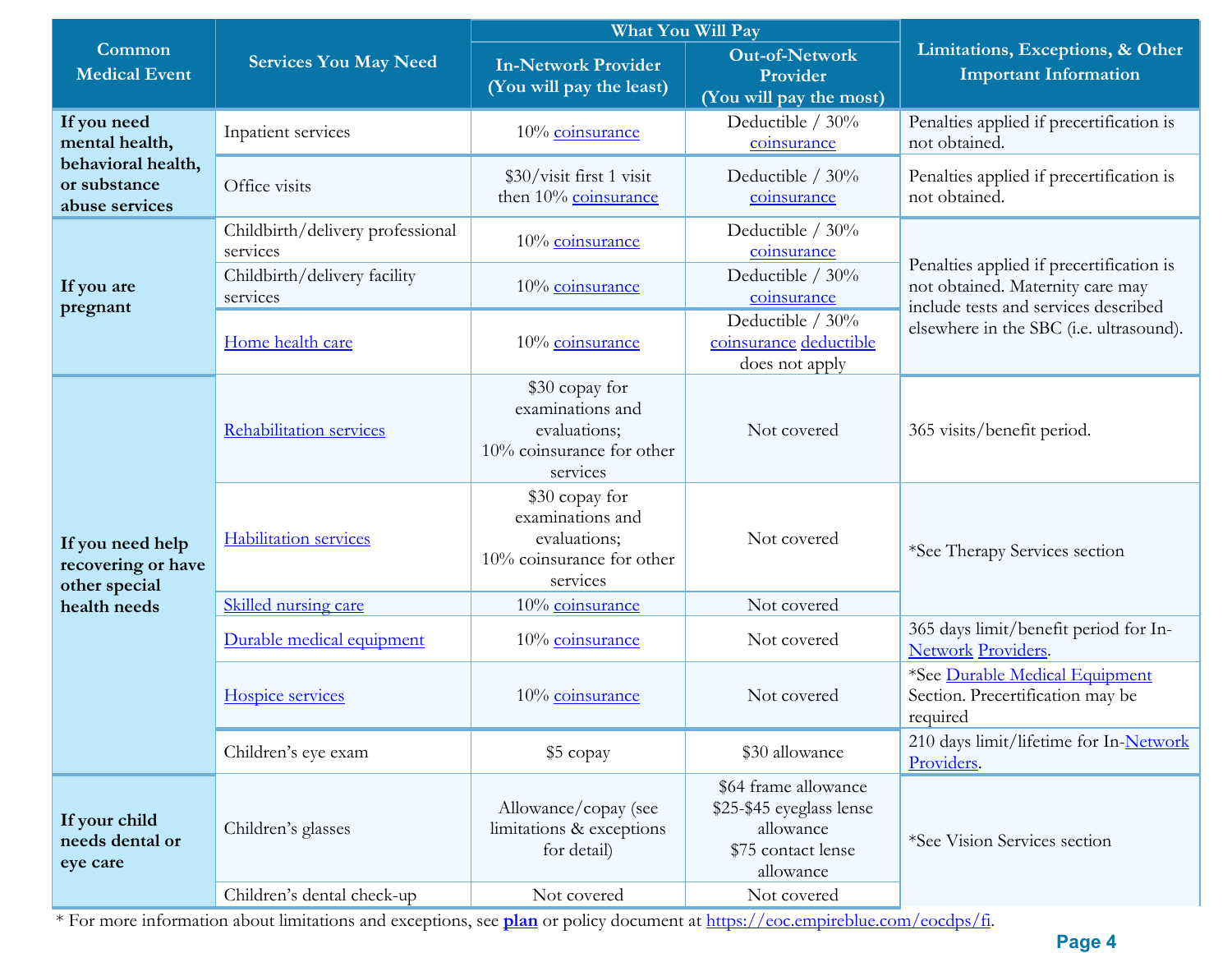| Common Medical Event | Services You May Need | What You Will Pay | | Limitations, Exceptions, & Other Important Information |
|---|---|---|---|---|
| | | In-Network Provider (You will pay the least) | Out-of-Network Provider (You will pay the most) | |
| If you need mental health, behavioral health, or substance abuse services | Inpatient services | 10% coinsurance | Deductible / 30% coinsurance | Penalties applied if precertification is not obtained. |
| | Office visits | $30/visit first 1 visit then 10% coinsurance | Deductible / 30% coinsurance | Penalties applied if precertification is not obtained. |
| If you are pregnant | Childbirth/delivery professional services | 10% coinsurance | Deductible / 30% coinsurance | Penalties applied if precertification is not obtained. Maternity care may include tests and services described elsewhere in the SBC (i.e. ultrasound). |
| | Childbirth/delivery facility services | 10% coinsurance | Deductible / 30% coinsurance | |
| | Home health care | 10% coinsurance | Deductible / 30% coinsurance deductible does not apply | |
| If you need help recovering or have other special health needs | Rehabilitation services | $30 copay for examinations and evaluations; 10% coinsurance for other services | Not covered | 365 visits/benefit period. |
| | Habilitation services | $30 copay for examinations and evaluations; 10% coinsurance for other services | Not covered | *See Therapy Services section |
| | Skilled nursing care | 10% coinsurance | Not covered | |
| | Durable medical equipment | 10% coinsurance | Not covered | 365 days limit/benefit period for In-Network Providers. |
| | Hospice services | 10% coinsurance | Not covered | *See Durable Medical Equipment Section. Precertification may be required |
| | Children's eye exam | $5 copay | $30 allowance | 210 days limit/lifetime for In-Network Providers. |
| If your child needs dental or eye care | Children's glasses | Allowance/copay (see limitations & exceptions for detail) | $64 frame allowance<br>$25-$45 eyeglass lense allowance<br>$75 contact lense allowance | *See Vision Services section |
| | Children's dental check-up | Not covered | Not covered | |

* For more information about limitations and exceptions, see **plan** or policy document at https://eoc.empireblue.com/eocdps/fi.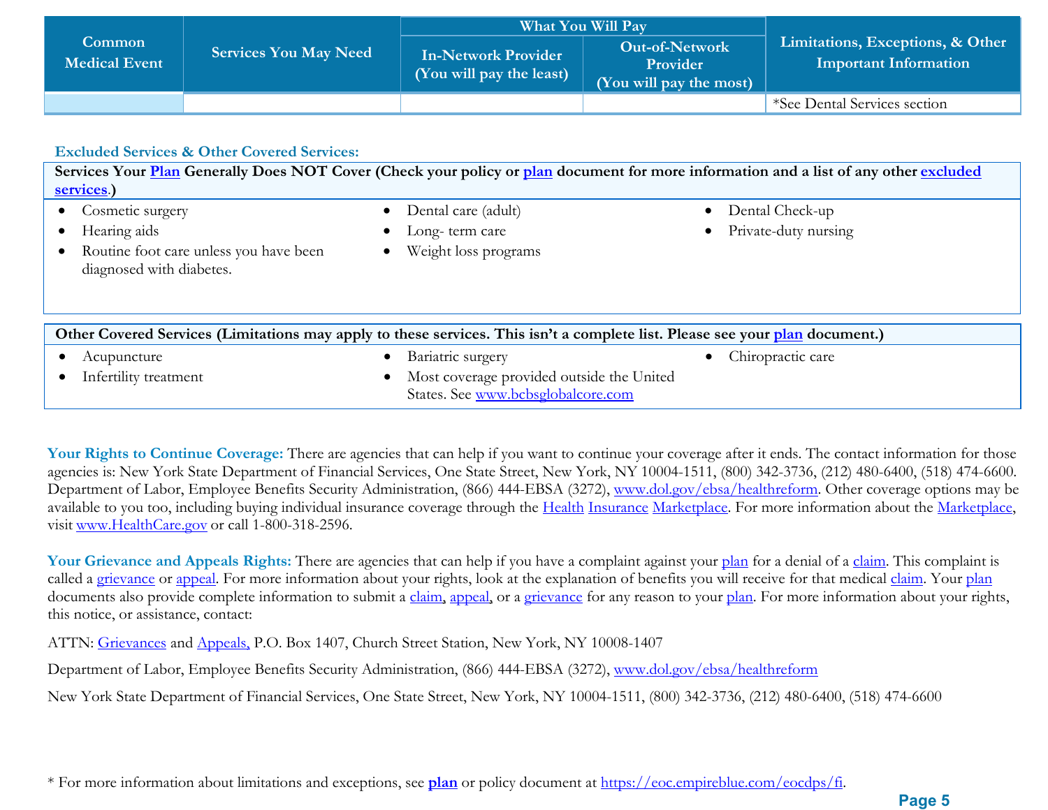| Common Medical Event | Services You May Need | What You Will Pay | | Limitations, Exceptions, & Other Important Information |
|---|---|---|---|---|
| | | In-Network Provider (You will pay the least) | Out-of-Network Provider (You will pay the most) | |
| | | | | *See Dental Services section |

### Excluded Services & Other Covered Services:

**Services Your Plan Generally Does NOT Cover (Check your policy or plan document for more information and a list of any other excluded services.)**

- Cosmetic surgery
- Hearing aids
- Routine foot care unless you have been diagnosed with diabetes.
- Dental care (adult)
- Long- term care
- Weight loss programs
- Dental Check-up
- Private-duty nursing

**Other Covered Services (Limitations may apply to these services. This isn't a complete list. Please see your plan document.)**

- Acupuncture
- Infertility treatment
- Bariatric surgery
- Most coverage provided outside the United States. See www.bcbsglobalcore.com
- Chiropractic care

**Your Rights to Continue Coverage:** There are agencies that can help if you want to continue your coverage after it ends. The contact information for those agencies is: New York State Department of Financial Services, One State Street, New York, NY 10004-1511, (800) 342-3736, (212) 480-6400, (518) 474-6600. Department of Labor, Employee Benefits Security Administration, (866) 444-EBSA (3272), www.dol.gov/ebsa/healthreform. Other coverage options may be available to you too, including buying individual insurance coverage through the Health Insurance Marketplace. For more information about the Marketplace, visit www.HealthCare.gov or call 1-800-318-2596.

**Your Grievance and Appeals Rights:** There are agencies that can help if you have a complaint against your plan for a denial of a claim. This complaint is called a grievance or appeal. For more information about your rights, look at the explanation of benefits you will receive for that medical claim. Your plan documents also provide complete information to submit a claim, appeal, or a grievance for any reason to your plan. For more information about your rights, this notice, or assistance, contact:

ATTN: Grievances and Appeals, P.O. Box 1407, Church Street Station, New York, NY 10008-1407

Department of Labor, Employee Benefits Security Administration, (866) 444-EBSA (3272), www.dol.gov/ebsa/healthreform

New York State Department of Financial Services, One State Street, New York, NY 10004-1511, (800) 342-3736, (212) 480-6400, (518) 474-6600

* For more information about limitations and exceptions, see **plan** or policy document at https://eoc.empireblue.com/eocdps/fi.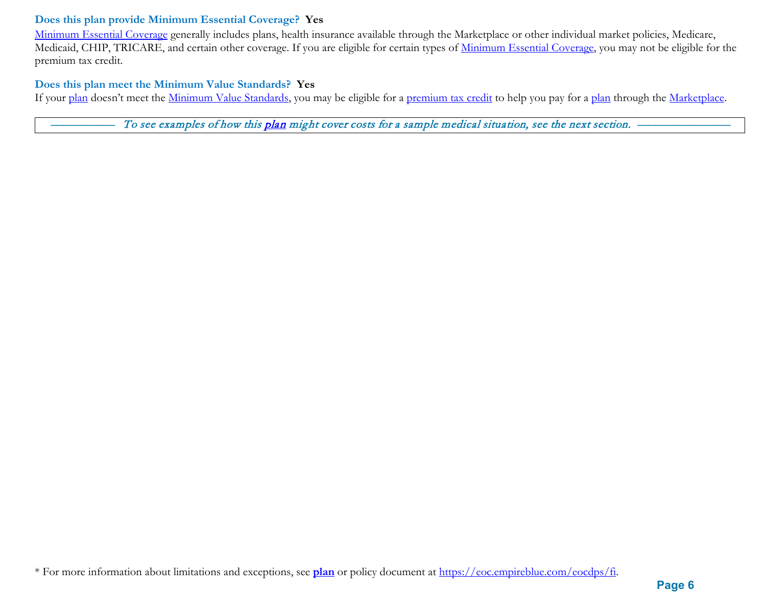### Does this plan provide Minimum Essential Coverage? **Yes**

Minimum Essential Coverage generally includes plans, health insurance available through the Marketplace or other individual market policies, Medicare, Medicaid, CHIP, TRICARE, and certain other coverage. If you are eligible for certain types of Minimum Essential Coverage, you may not be eligible for the premium tax credit.

### Does this plan meet the Minimum Value Standards? **Yes**

If your plan doesn't meet the Minimum Value Standards, you may be eligible for a premium tax credit to help you pay for a plan through the Marketplace.

*——————— To see examples of how this **plan** might cover costs for a sample medical situation, see the next section. ——————————*

* For more information about limitations and exceptions, see **plan** or policy document at https://eoc.empireblue.com/eocdps/fi.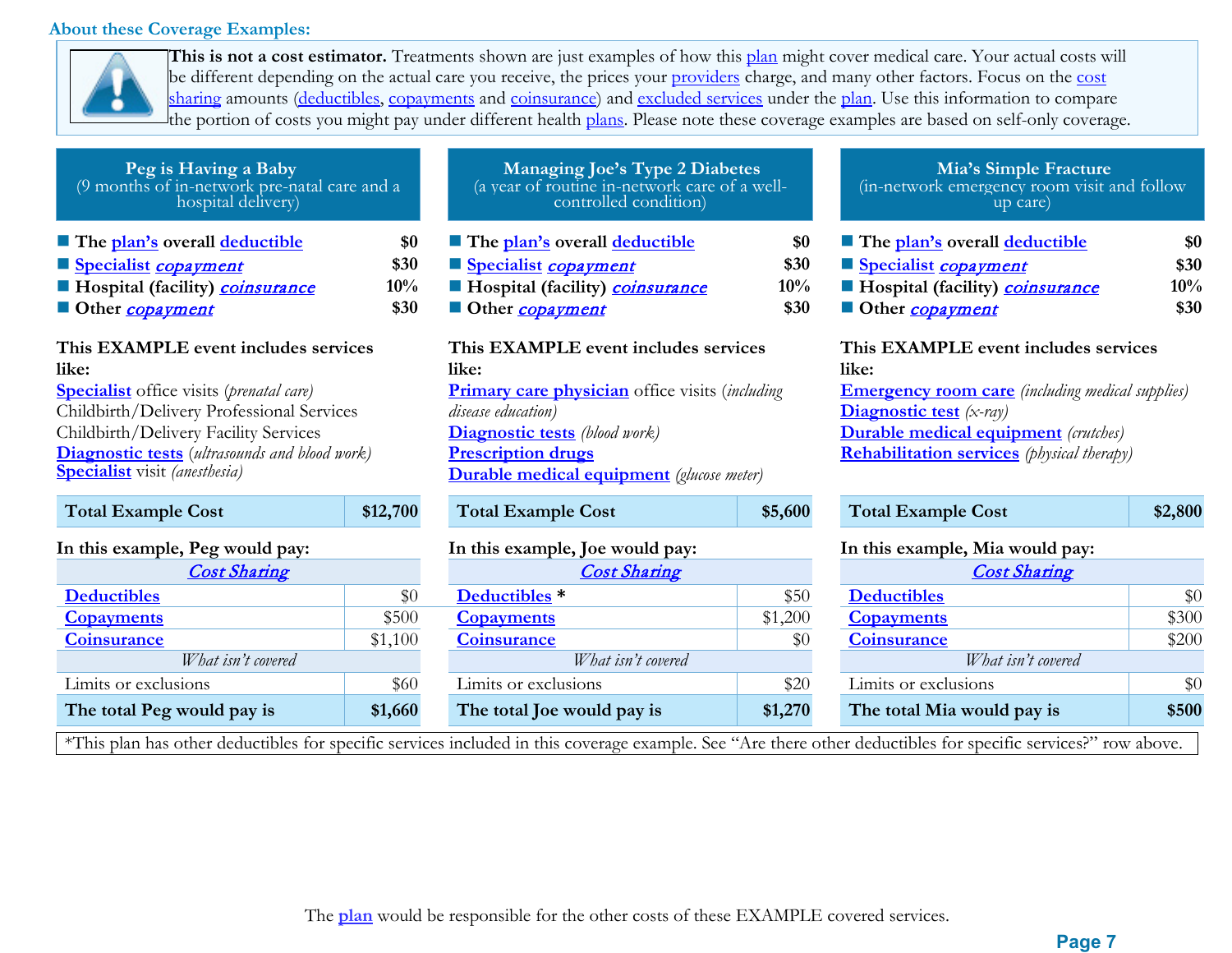## About these Coverage Examples:

**This is not a cost estimator.** Treatments shown are just examples of how this plan might cover medical care. Your actual costs will be different depending on the actual care you receive, the prices your providers charge, and many other factors. Focus on the cost sharing amounts (deductibles, copayments and coinsurance) and excluded services under the plan. Use this information to compare the portion of costs you might pay under different health plans. Please note these coverage examples are based on self-only coverage.

### Peg is Having a Baby
(9 months of in-network pre-natal care and a hospital delivery)

| | |
|---|---|
| ■ **The plan's overall deductible** | **$0** |
| ■ **Specialist *copayment*** | **$30** |
| ■ **Hospital (facility) *coinsurance*** | **10%** |
| ■ **Other *copayment*** | **$30** |

**This EXAMPLE event includes services like:**
Specialist office visits (*prenatal care*)
Childbirth/Delivery Professional Services
Childbirth/Delivery Facility Services
Diagnostic tests (*ultrasounds and blood work*)
Specialist visit (*anesthesia*)

| **Total Example Cost** | **$12,700** |
|---|---|

**In this example, Peg would pay:**

| *Cost Sharing* | |
|---|---|
| Deductibles | $0 |
| Copayments | $500 |
| Coinsurance | $1,100 |
| *What isn't covered* | |
| Limits or exclusions | $60 |
| **The total Peg would pay is** | **$1,660** |

### Managing Joe's Type 2 Diabetes
(a year of routine in-network care of a well-controlled condition)

| | |
|---|---|
| ■ **The plan's overall deductible** | **$0** |
| ■ **Specialist *copayment*** | **$30** |
| ■ **Hospital (facility) *coinsurance*** | **10%** |
| ■ **Other *copayment*** | **$30** |

**This EXAMPLE event includes services like:**
Primary care physician office visits (*including disease education*)
Diagnostic tests (*blood work*)
Prescription drugs
Durable medical equipment (*glucose meter*)

| **Total Example Cost** | **$5,600** |
|---|---|

**In this example, Joe would pay:**

| *Cost Sharing* | |
|---|---|
| Deductibles * | $50 |
| Copayments | $1,200 |
| Coinsurance | $0 |
| *What isn't covered* | |
| Limits or exclusions | $20 |
| **The total Joe would pay is** | **$1,270** |

### Mia's Simple Fracture
(in-network emergency room visit and follow up care)

| | |
|---|---|
| ■ **The plan's overall deductible** | **$0** |
| ■ **Specialist *copayment*** | **$30** |
| ■ **Hospital (facility) *coinsurance*** | **10%** |
| ■ **Other *copayment*** | **$30** |

**This EXAMPLE event includes services like:**
Emergency room care (*including medical supplies*)
Diagnostic test (*x-ray*)
Durable medical equipment (*crutches*)
Rehabilitation services (*physical therapy*)

| **Total Example Cost** | **$2,800** |
|---|---|

**In this example, Mia would pay:**

| *Cost Sharing* | |
|---|---|
| Deductibles | $0 |
| Copayments | $300 |
| Coinsurance | $200 |
| *What isn't covered* | |
| Limits or exclusions | $0 |
| **The total Mia would pay is** | **$500** |

*This plan has other deductibles for specific services included in this coverage example. See "Are there other deductibles for specific services?" row above.

The plan would be responsible for the other costs of these EXAMPLE covered services.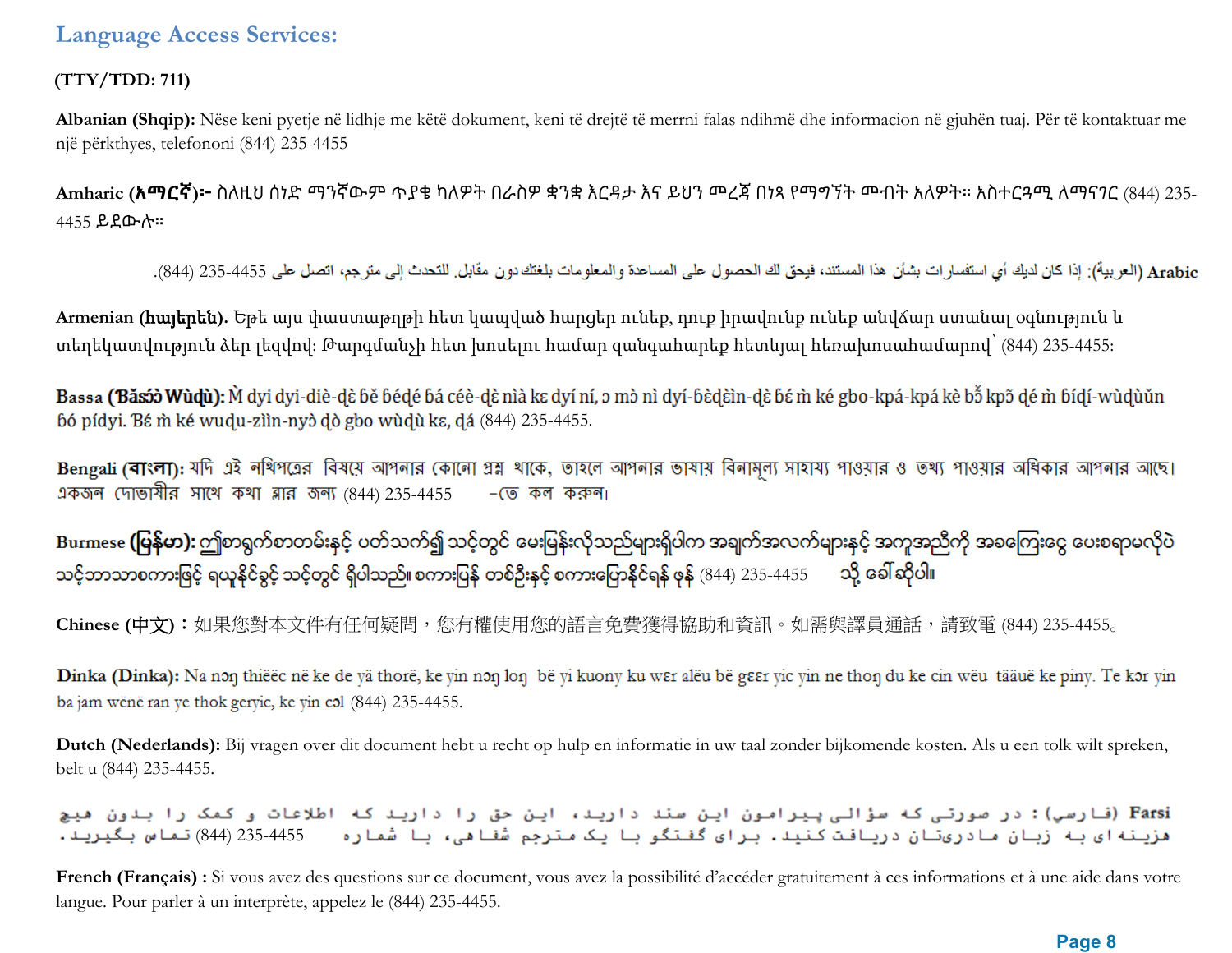## Language Access Services:

**(TTY/TDD: 711)**

**Albanian (Shqip):** Nëse keni pyetje në lidhje me këtë dokument, keni të drejtë të merrni falas ndihmë dhe informacion në gjuhën tuaj. Për të kontaktuar me një përkthyes, telefononi (844) 235-4455

**Amharic (አማርኛ)፦** ስለዚህ ሰነድ ማንኛውም ጥያቄ ካለዎት በራስዎ ቋንቋ እርዳታ እና ይህን መረጃ በነጻ የማግኘት መብት አለዎት። አስተርጓሚ ለማናገር (844) 235-4455 ይደውሉ።

**Arabic (العربية):** إذا كان لديك أي استفسارات بشأن هذا المستند، فيحق لك الحصول على المساعدة والمعلومات بلغتك دون مقابل. للتحدث إلى مترجم، اتصل على 235-4455 (844).

**Armenian (հայերեն).** Եթե այս փաստաթղթի հետ կապված հարցեր ունեք, դուք իրավունք ունեք անվճար ստանալ օգնություն և տեղեկատվություն ձեր լեզվով: Թարգմանչի հետ խոսելու համար զանգահարեք հետևյալ հեռախոսահամարով՝ (844) 235-4455:

**Bassa (Ɓǎsɔ́ɔ̀ Wùɖù):** Ɔ̀ dyi dyi-diè-ɖɛ̀ ɓě ɓédé ɓá céè-ɖɛ̀ nìà kɛ dyí ní, ɔ mɔ̀ nì dyí-ɓɛ̀ɖɛ̀ìn-ɖɛ̀ ɓɛ́ m̀ ké gbo-kpá-kpá kè bǒ kpɔ̃ ɖé m̀ ɓídí-wùɖùǔn ɓó pídyi. Ɓɛ́ m̀ ké wuɖu-zììn-nyɔ̀ ɖò gbo wùɖù kɛ, ɖá (844) 235-4455.

**Bengali (বাংলা):** যদি এই নথিপত্রের বিষয়ে আপনার কোনো প্রশ্ন থাকে, তাহলে আপনার ভাষায় বিনামূল্যে সাহায্য পাওয়ার ও তথ্য পাওয়ার অধিকার আপনার আছে। একজন দোভাষীর সাথে কথা বলার জন্য (844) 235-4455 -তে কল করুন।

**Burmese (မြန်မာ):** ဤစာရွက်စာတမ်းနှင့် ပတ်သက်၍ သင့်တွင် မေးမြန်းလိုသည်များရှိပါက အချက်အလက်များနှင့် အကူအညီကို အခကြေးငွေ ပေးစရာမလိုပဲ သင့်ဘာသာစကားဖြင့် ရယူနိုင်ခွင့် သင့်တွင် ရှိပါသည်။ စကားပြန် တစ်ဦးနှင့် စကားပြောနိုင်ရန် ဖုန်း (844) 235-4455 သို့ ခေါ်ဆိုပါ။

**Chinese (中文)：**如果您對本文件有任何疑問，您有權使用您的語言免費獲得協助和資訊。如需與譯員通話，請致電 (844) 235-4455。

**Dinka (Dinka):** Na nɔŋ thiëëc në ke de yä thorë, ke yin nɔŋ loŋ bë yi kuony ku wɛr alëu bë gɛɛr yic yin ne thoŋ du ke cin wëu tääuë ke piny. Te kɔr yin ba jam wënë ran ye thok geryic, ke yin cɔl (844) 235-4455.

**Dutch (Nederlands):** Bij vragen over dit document hebt u recht op hulp en informatie in uw taal zonder bijkomende kosten. Als u een tolk wilt spreken, belt u (844) 235-4455.

**Farsi (فارسی):** در صورتی که سؤالی پیرامون این سند دارید، این حق را دارید که اطلاعات و کمک را بدون هیچ هزینه ای به زبان مادریتان دریافت کنید. برای گفتگو با یک مترجم شفاهی، با شماره 235-4455 (844) تماس بگیرید.

**French (Français) :** Si vous avez des questions sur ce document, vous avez la possibilité d'accéder gratuitement à ces informations et à une aide dans votre langue. Pour parler à un interprète, appelez le (844) 235-4455.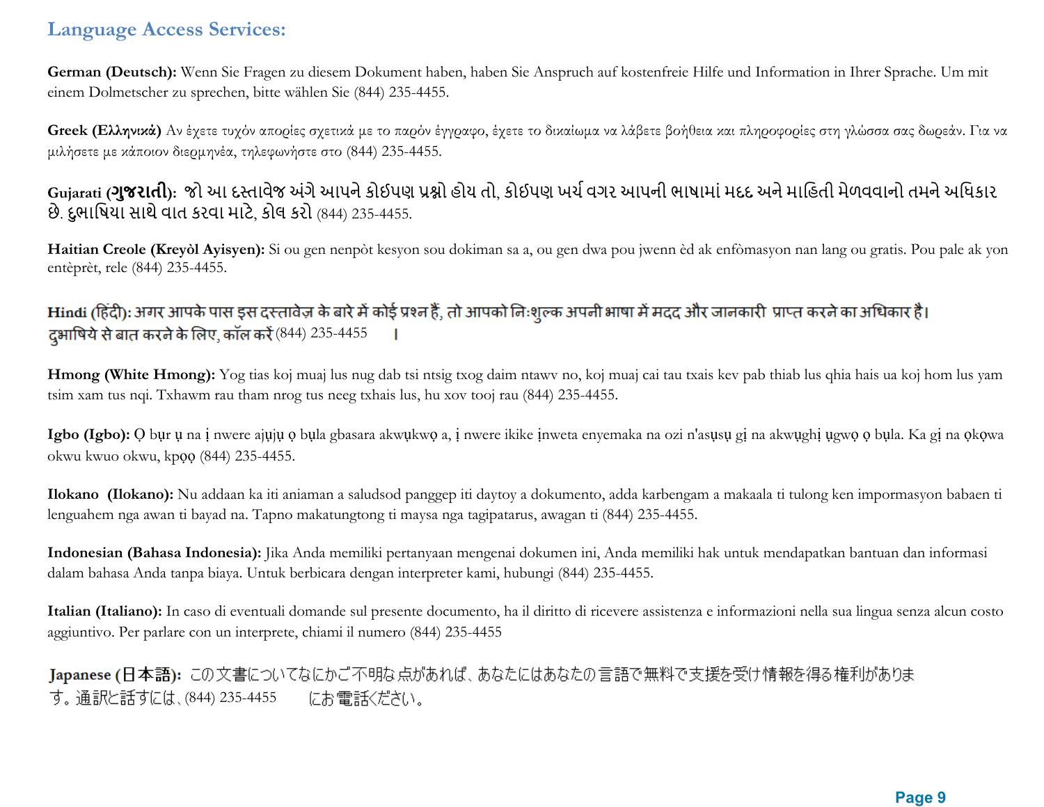## Language Access Services:

**German (Deutsch):** Wenn Sie Fragen zu diesem Dokument haben, haben Sie Anspruch auf kostenfreie Hilfe und Information in Ihrer Sprache. Um mit einem Dolmetscher zu sprechen, bitte wählen Sie (844) 235-4455.

**Greek (Ελληνικά)** Αν έχετε τυχόν απορίες σχετικά με το παρόν έγγραφο, έχετε το δικαίωμα να λάβετε βοήθεια και πληροφορίες στη γλώσσα σας δωρεάν. Για να μιλήσετε με κάποιον διερμηνέα, τηλεφωνήστε στο (844) 235-4455.

**Gujarati (ગુજરાતી):** જો આ દસ્તાવેજ અંગે આપને કોઈપણ પ્રશ્નો હોય તો, કોઈપણ ખર્ચ વગર આપની ભાષામાં મદદ અને માહિતી મેળવવાનો તમને અધિકાર છે. દુભાષિયા સાથે વાત કરવા માટે, કોલ કરો (844) 235-4455.

**Haitian Creole (Kreyòl Ayisyen):** Si ou gen nenpòt kesyon sou dokiman sa a, ou gen dwa pou jwenn èd ak enfòmasyon nan lang ou gratis. Pou pale ak yon entèprèt, rele (844) 235-4455.

**Hindi (हिंदी):** अगर आपके पास इस दस्तावेज़ के बारे में कोई प्रश्न हैं, तो आपको निःशुल्क अपनी भाषा में मदद और जानकारी प्राप्त करने का अधिकार है। दुभाषिये से बात करने के लिए, कॉल करें (844) 235-4455 ।

**Hmong (White Hmong):** Yog tias koj muaj lus nug dab tsi ntsig txog daim ntawv no, koj muaj cai tau txais kev pab thiab lus qhia hais ua koj hom lus yam tsim xam tus nqi. Txhawm rau tham nrog tus neeg txhais lus, hu xov tooj rau (844) 235-4455.

**Igbo (Igbo):** Ọ bụr ụ na ị nwere ajụjụ ọ bụla gbasara akwụkwọ a, ị nwere ikike ịnweta enyemaka na ozi n'asụsụ gị na akwụghị ụgwọ ọ bụla. Ka gị na ọkọwa okwu kwuo okwu, kpọọ (844) 235-4455.

**Ilokano (Ilokano):** Nu addaan ka iti aniaman a saludsod panggep iti daytoy a dokumento, adda karbengam a makaala ti tulong ken impormasyon babaen ti lenguahem nga awan ti bayad na. Tapno makatungtong ti maysa nga tagipatarus, awagan ti (844) 235-4455.

**Indonesian (Bahasa Indonesia):** Jika Anda memiliki pertanyaan mengenai dokumen ini, Anda memiliki hak untuk mendapatkan bantuan dan informasi dalam bahasa Anda tanpa biaya. Untuk berbicara dengan interpreter kami, hubungi (844) 235-4455.

**Italian (Italiano):** In caso di eventuali domande sul presente documento, ha il diritto di ricevere assistenza e informazioni nella sua lingua senza alcun costo aggiuntivo. Per parlare con un interprete, chiami il numero (844) 235-4455

**Japanese (日本語):** この文書についてなにかご不明な点があれば、あなたにはあなたの言語で無料で支援を受け情報を得る権利があります。通訳と話すには、(844) 235-4455 にお電話ください。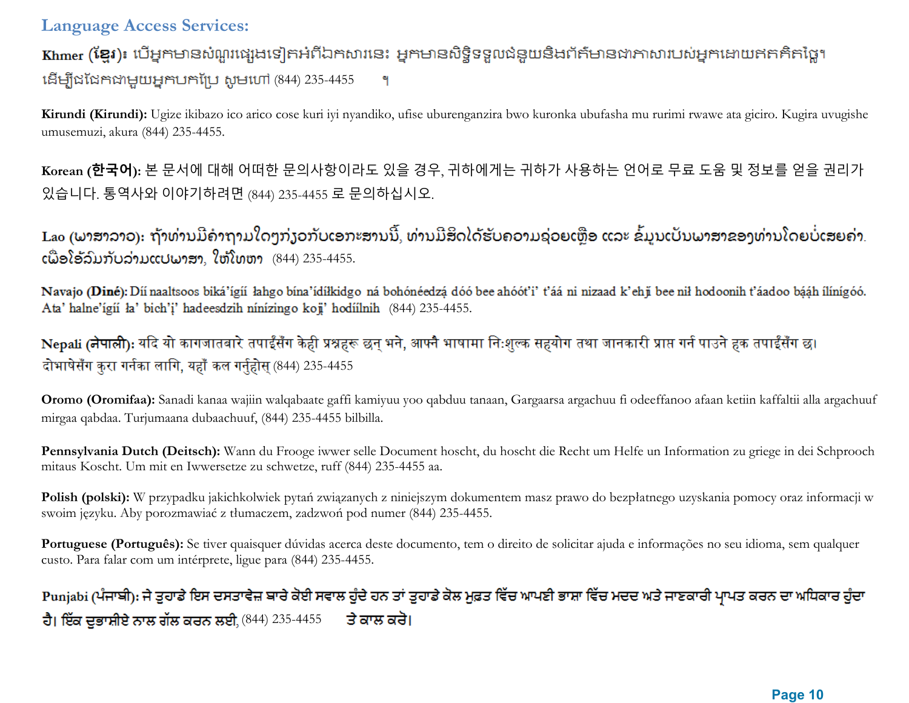## Language Access Services:

**Khmer (ខ្មែរ):** បើអ្នកមានសំណួរផ្សេងទៀតអំពីឯកសារនេះ អ្នកមានសិទ្ធិទទួលជំនួយនិងព័ត៌មានជាភាសារបស់អ្នកដោយឥតគិតថ្លៃ។ ដើម្បីជជែកជាមួយអ្នកបកប្រែ សូមហៅ (844) 235-4455 ។

**Kirundi (Kirundi):** Ugize ikibazo ico arico cose kuri iyi nyandiko, ufise uburenganzira bwo kuronka ubufasha mu rurimi rwawe ata giciro. Kugira uvugishe umusemuzi, akura (844) 235-4455.

**Korean (한국어):** 본 문서에 대해 어떠한 문의사항이라도 있을 경우, 귀하에게는 귀하가 사용하는 언어로 무료 도움 및 정보를 얻을 권리가 있습니다. 통역사와 이야기하려면 (844) 235-4455 로 문의하십시오.

**Lao (ພາສາລາວ):** ຖ້າທ່ານມີຄຳຖາມໃດໆກ່ຽວກັບເອກະສານນີ້, ທ່ານມີສິດໄດ້ຮັບຄວາມຊ່ວຍເຫຼືອ ແລະ ຂໍ້ມູນເປັນພາສາຂອງທ່ານໂດຍບໍ່ເສຍຄ່າ. ເພື່ອໂອ້ລົມກັບລ່າມແປພາສາ, ໃຫ້ໂທຫາ (844) 235-4455.

**Navajo (Diné):** Díí naaltsoos biká'ígíí łahgo bína'ídíłkidgo ná bohónéedzą́ dóó bee ahóót'i' t'áá ni nizaad k'ehjí bee níł hodoonih t'áadoo bááh ílínígóó. Ata' halne'ígíí ła' bich'į' hadeesdzih nínízingo koji' hodíílnih (844) 235-4455.

**Nepali (नेपाली):** यदि यो कागजातबारे तपाईंसँग केही प्रश्नहरू छन् भने, आफ्नै भाषामा निःशुल्क सहयोग तथा जानकारी प्राप्त गर्न पाउने हक तपाईंसँग छ। दोभाषेसँग कुरा गर्नका लागि, यहाँ कल गर्नुहोस् (844) 235-4455

**Oromo (Oromifaa):** Sanadi kanaa wajiin walqabaate gaffi kamiyuu yoo qabduu tanaan, Gargaarsa argachuu fi odeeffanoo afaan ketiin kaffaltii alla argachuuf mirgaa qabdaa. Turjumaana dubaachuuf, (844) 235-4455 bilbilla.

**Pennsylvania Dutch (Deitsch):** Wann du Frooge iwwer selle Document hoscht, du hoscht die Recht um Helfe un Information zu griege in dei Schprooch mitaus Koscht. Um mit en Iwwersetze zu schwetze, ruff (844) 235-4455 aa.

**Polish (polski):** W przypadku jakichkolwiek pytań związanych z niniejszym dokumentem masz prawo do bezpłatnego uzyskania pomocy oraz informacji w swoim języku. Aby porozmawiać z tłumaczem, zadzwoń pod numer (844) 235-4455.

**Portuguese (Português):** Se tiver quaisquer dúvidas acerca deste documento, tem o direito de solicitar ajuda e informações no seu idioma, sem qualquer custo. Para falar com um intérprete, ligue para (844) 235-4455.

**Punjabi (ਪੰਜਾਬੀ):** ਜੇ ਤੁਹਾਡੇ ਇਸ ਦਸਤਾਵੇਜ਼ ਬਾਰੇ ਕੋਈ ਸਵਾਲ ਹੁੰਦੇ ਹਨ ਤਾਂ ਤੁਹਾਡੇ ਕੋਲ ਮੁਫ਼ਤ ਵਿੱਚ ਆਪਣੀ ਭਾਸ਼ਾ ਵਿੱਚ ਮਦਦ ਅਤੇ ਜਾਣਕਾਰੀ ਪ੍ਰਾਪਤ ਕਰਨ ਦਾ ਅਧਿਕਾਰ ਹੁੰਦਾ ਹੈ। ਇੱਕ ਦੁਭਾਸ਼ੀਏ ਨਾਲ ਗੱਲ ਕਰਨ ਲਈ, (844) 235-4455 ਤੇ ਕਾਲ ਕਰੋ।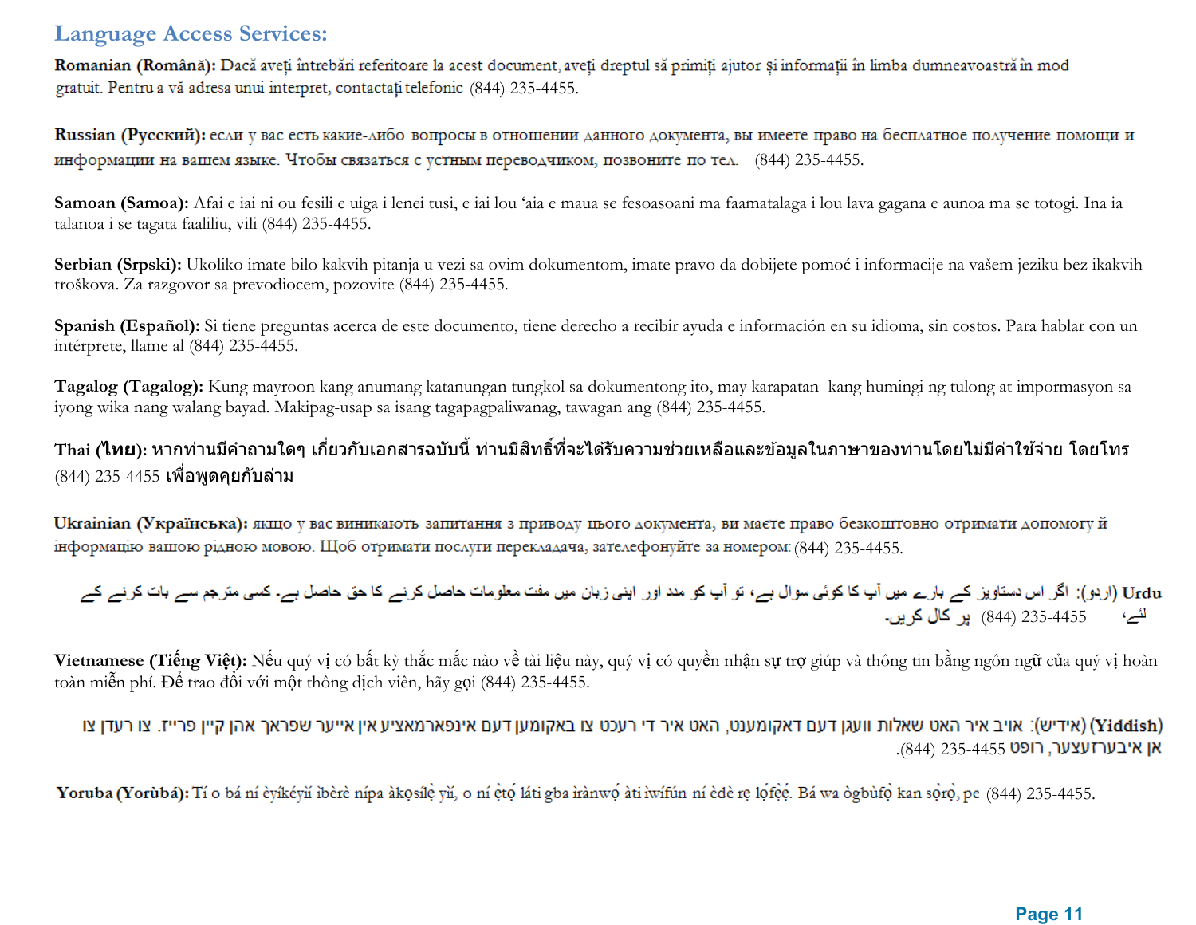## Language Access Services:

**Romanian (Română):** Dacă aveți întrebări referitoare la acest document, aveți dreptul să primiți ajutor și informații în limba dumneavoastră în mod gratuit. Pentru a vă adresa unui interpret, contactați telefonic (844) 235-4455.

**Russian (Русский):** если у вас есть какие-либо вопросы в отношении данного документа, вы имеете право на бесплатное получение помощи и информации на вашем языке. Чтобы связаться с устным переводчиком, позвоните по тел. (844) 235-4455.

**Samoan (Samoa):** Afai e iai ni ou fesili e uiga i lenei tusi, e iai lou 'aia e maua se fesoasoani ma faamatalaga i lou lava gagana e aunoa ma se totogi. Ina ia talanoa i se tagata faaliliu, vili (844) 235-4455.

**Serbian (Srpski):** Ukoliko imate bilo kakvih pitanja u vezi sa ovim dokumentom, imate pravo da dobijete pomoć i informacije na vašem jeziku bez ikakvih troškova. Za razgovor sa prevodiocem, pozovite (844) 235-4455.

**Spanish (Español):** Si tiene preguntas acerca de este documento, tiene derecho a recibir ayuda e información en su idioma, sin costos. Para hablar con un intérprete, llame al (844) 235-4455.

**Tagalog (Tagalog):** Kung mayroon kang anumang katanungan tungkol sa dokumentong ito, may karapatan kang humingi ng tulong at impormasyon sa iyong wika nang walang bayad. Makipag-usap sa isang tagapagpaliwanag, tawagan ang (844) 235-4455.

**Thai (ไทย):** หากท่านมีคำถามใดๆ เกี่ยวกับเอกสารฉบับนี้ ท่านมีสิทธิ์ที่จะได้รับความช่วยเหลือและข้อมูลในภาษาของท่านโดยไม่มีค่าใช้จ่าย โดยโทร (844) 235-4455 เพื่อพูดคุยกับล่าม

**Ukrainian (Українська):** якщо у вас виникають запитання з приводу цього документа, ви маєте право безкоштовно отримати допомогу й інформацію вашою рідною мовою. Щоб отримати послуги перекладача, зателефонуйте за номером: (844) 235-4455.

**Urdu** (اردو): اگر اس دستاویز کے بارے میں آپ کا کوئی سوال ہے، تو آپ کو مدد اور اپنی زبان میں مفت معلومات حاصل کرنے کا حق حاصل ہے۔ کسی مترجم سے بات کرنے کے لئے، (844) 235-4455 پر کال کریں۔

**Vietnamese (Tiếng Việt):** Nếu quý vị có bất kỳ thắc mắc nào về tài liệu này, quý vị có quyền nhận sự trợ giúp và thông tin bằng ngôn ngữ của quý vị hoàn toàn miễn phí. Để trao đổi với một thông dịch viên, hãy gọi (844) 235-4455.

**(Yiddish)** (אידיש): אויב איר האט שאלות וועגן דעם דאקומענט, האט איר די רעכט צו באקומען דעם אינפארמאציע אין אייער שפראך אהן קיין פרייז. צו רעדן צו אן איבערזעצער, רופט (844) 235-4455.

**Yoruba (Yorùbá):** Tí o bá ní èyíkéyìí ìbèrè nípa àkọsílẹ̀ yìí, o ní ẹ̀tọ́ láti gba ìrànwọ́ àti ìwífún ní èdè rẹ lọ́fẹ̀ẹ́. Bá wa ògbùfọ̀ kan sọ̀rọ̀, pe (844) 235-4455.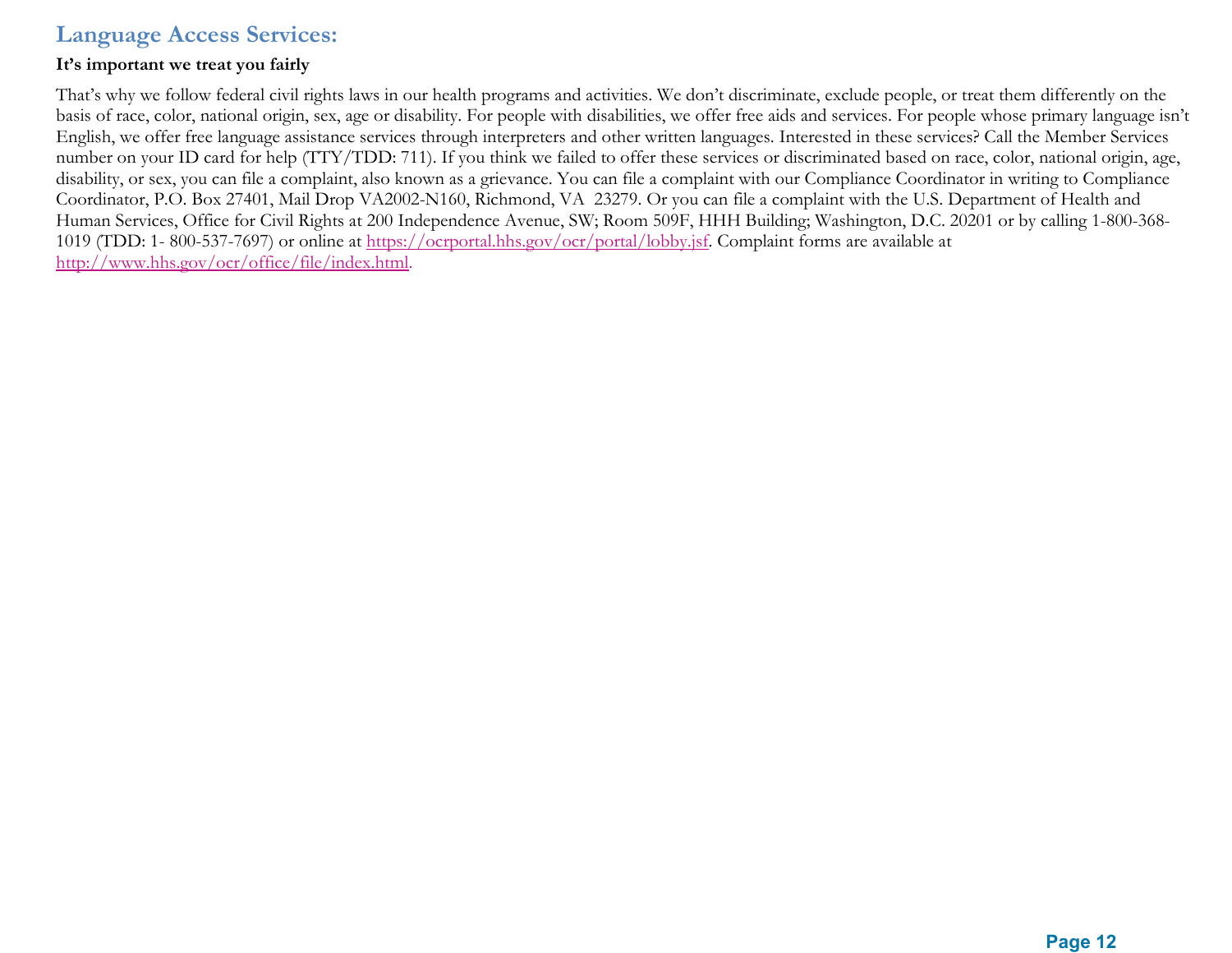## Language Access Services:

**It's important we treat you fairly**

That's why we follow federal civil rights laws in our health programs and activities. We don't discriminate, exclude people, or treat them differently on the basis of race, color, national origin, sex, age or disability. For people with disabilities, we offer free aids and services. For people whose primary language isn't English, we offer free language assistance services through interpreters and other written languages. Interested in these services? Call the Member Services number on your ID card for help (TTY/TDD: 711). If you think we failed to offer these services or discriminated based on race, color, national origin, age, disability, or sex, you can file a complaint, also known as a grievance. You can file a complaint with our Compliance Coordinator in writing to Compliance Coordinator, P.O. Box 27401, Mail Drop VA2002-N160, Richmond, VA 23279. Or you can file a complaint with the U.S. Department of Health and Human Services, Office for Civil Rights at 200 Independence Avenue, SW; Room 509F, HHH Building; Washington, D.C. 20201 or by calling 1-800-368-1019 (TDD: 1- 800-537-7697) or online at https://ocrportal.hhs.gov/ocr/portal/lobby.jsf. Complaint forms are available at http://www.hhs.gov/ocr/office/file/index.html.